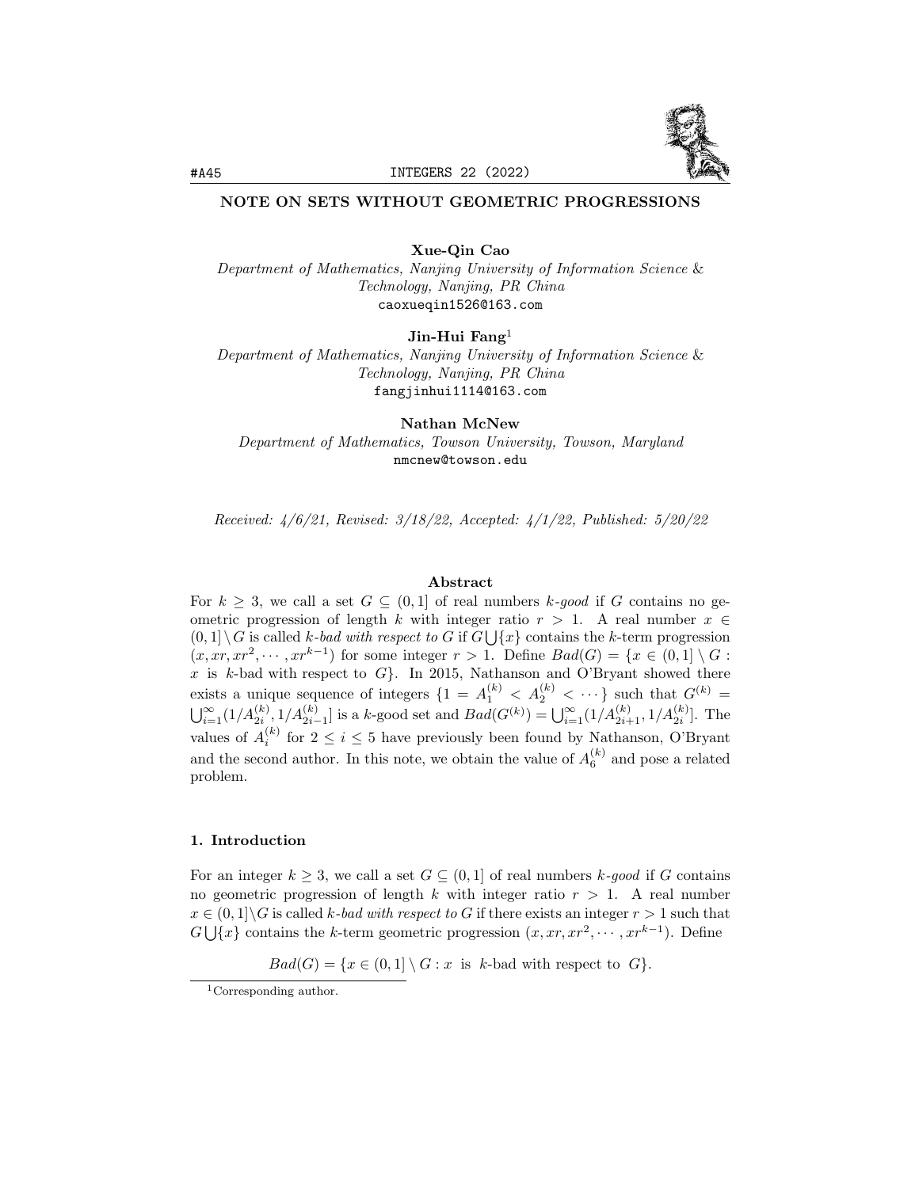# NOTE ON SETS WITHOUT GEOMETRIC PROGRESSIONS

**Xue-Qin Cao**
*Department of Mathematics, Nanjing University of Information Science & Technology, Nanjing, PR China*
caoxueqin1526@163.com

**Jin-Hui Fang**[1]
*Department of Mathematics, Nanjing University of Information Science & Technology, Nanjing, PR China*
fangjinhui1114@163.com

**Nathan McNew**
*Department of Mathematics, Towson University, Towson, Maryland*
nmcnew@towson.edu

*Received: 4/6/21, Revised: 3/18/22, Accepted: 4/1/22, Published: 5/20/22*

## Abstract

For $k \geq 3$, we call a set $G \subseteq (0,1]$ of real numbers *k-good* if $G$ contains no geometric progression of length $k$ with integer ratio $r > 1$. A real number $x \in (0,1] \setminus G$ is called *k-bad with respect to G* if $G \bigcup \{x\}$ contains the $k$-term progression $(x, xr, xr^2, \cdots, xr^{k-1})$ for some integer $r > 1$. Define $Bad(G) = \{x \in (0,1] \setminus G : x \text{ is } k\text{-bad with respect to } G\}$. In 2015, Nathanson and O'Bryant showed there exists a unique sequence of integers $\{1 = A_1^{(k)} < A_2^{(k)} < \cdots\}$ such that $G^{(k)} = \bigcup_{i=1}^{\infty}(1/A_{2i}^{(k)}, 1/A_{2i-1}^{(k)}]$ is a $k$-good set and $Bad(G^{(k)}) = \bigcup_{i=1}^{\infty}(1/A_{2i+1}^{(k)}, 1/A_{2i}^{(k)}]$. The values of $A_i^{(k)}$ for $2 \leq i \leq 5$ have previously been found by Nathanson, O'Bryant and the second author. In this note, we obtain the value of $A_6^{(k)}$ and pose a related problem.

## 1. Introduction

For an integer $k \geq 3$, we call a set $G \subseteq (0,1]$ of real numbers *k-good* if $G$ contains no geometric progression of length $k$ with integer ratio $r > 1$. A real number $x \in (0,1] \setminus G$ is called *k-bad with respect to G* if there exists an integer $r > 1$ such that $G \bigcup \{x\}$ contains the $k$-term geometric progression $(x, xr, xr^2, \cdots, xr^{k-1})$. Define

$$Bad(G) = \{x \in (0,1] \setminus G : x \text{ is } k\text{-bad with respect to } G\}.$$

[1] Corresponding author.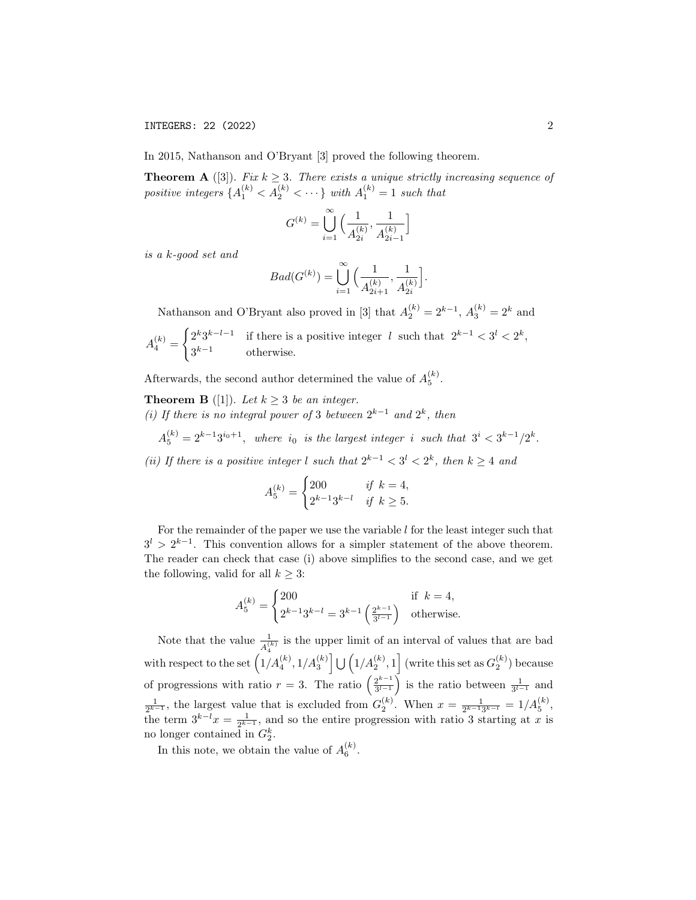In 2015, Nathanson and O'Bryant [3] proved the following theorem.

**Theorem A** ([3]). *Fix $k \geq 3$. There exists a unique strictly increasing sequence of positive integers $\{A_1^{(k)} < A_2^{(k)} < \cdots\}$ with $A_1^{(k)} = 1$ such that*

$$G^{(k)} = \bigcup_{i=1}^{\infty} \Big( \frac{1}{A_{2i}^{(k)}}, \frac{1}{A_{2i-1}^{(k)}} \Big]$$

*is a $k$-good set and*

$$Bad(G^{(k)}) = \bigcup_{i=1}^{\infty} \Big( \frac{1}{A_{2i+1}^{(k)}}, \frac{1}{A_{2i}^{(k)}} \Big].$$

Nathanson and O'Bryant also proved in [3] that $A_2^{(k)} = 2^{k-1}$, $A_3^{(k)} = 2^k$ and

$$A_4^{(k)} = \begin{cases} 2^k 3^{k-l-1} & \text{if there is a positive integer } l \text{ such that } 2^{k-1} < 3^l < 2^k, \\ 3^{k-1} & \text{otherwise.} \end{cases}$$

Afterwards, the second author determined the value of $A_5^{(k)}$.

**Theorem B** ([1]). *Let $k \geq 3$ be an integer.*
*(i) If there is no integral power of 3 between $2^{k-1}$ and $2^k$, then*

$$A_5^{(k)} = 2^{k-1} 3^{i_0+1}, \quad \textit{where } i_0 \textit{ is the largest integer } i \textit{ such that } 3^i < 3^{k-1}/2^k.$$

*(ii) If there is a positive integer $l$ such that $2^{k-1} < 3^l < 2^k$, then $k \geq 4$ and*

$$A_5^{(k)} = \begin{cases} 200 & \textit{if } k = 4, \\ 2^{k-1} 3^{k-l} & \textit{if } k \geq 5. \end{cases}$$

For the remainder of the paper we use the variable $l$ for the least integer such that $3^l > 2^{k-1}$. This convention allows for a simpler statement of the above theorem. The reader can check that case (i) above simplifies to the second case, and we get the following, valid for all $k \geq 3$:

$$A_5^{(k)} = \begin{cases} 200 & \text{if } k = 4, \\ 2^{k-1} 3^{k-l} = 3^{k-1} \left( \frac{2^{k-1}}{3^{l-1}} \right) & \text{otherwise.} \end{cases}$$

Note that the value $\frac{1}{A_4^{(k)}}$ is the upper limit of an interval of values that are bad with respect to the set $\left(1/A_4^{(k)}, 1/A_3^{(k)}\right] \bigcup \left(1/A_2^{(k)}, 1\right]$ (write this set as $G_2^{(k)}$) because of progressions with ratio $r = 3$. The ratio $\left(\frac{2^{k-1}}{3^{l-1}}\right)$ is the ratio between $\frac{1}{3^{l-1}}$ and $\frac{1}{2^{k-1}}$, the largest value that is excluded from $G_2^{(k)}$. When $x = \frac{1}{2^{k-1} 3^{k-l}} = 1/A_5^{(k)}$, the term $3^{k-l} x = \frac{1}{2^{k-1}}$, and so the entire progression with ratio 3 starting at $x$ is no longer contained in $G_2^k$.

In this note, we obtain the value of $A_6^{(k)}$.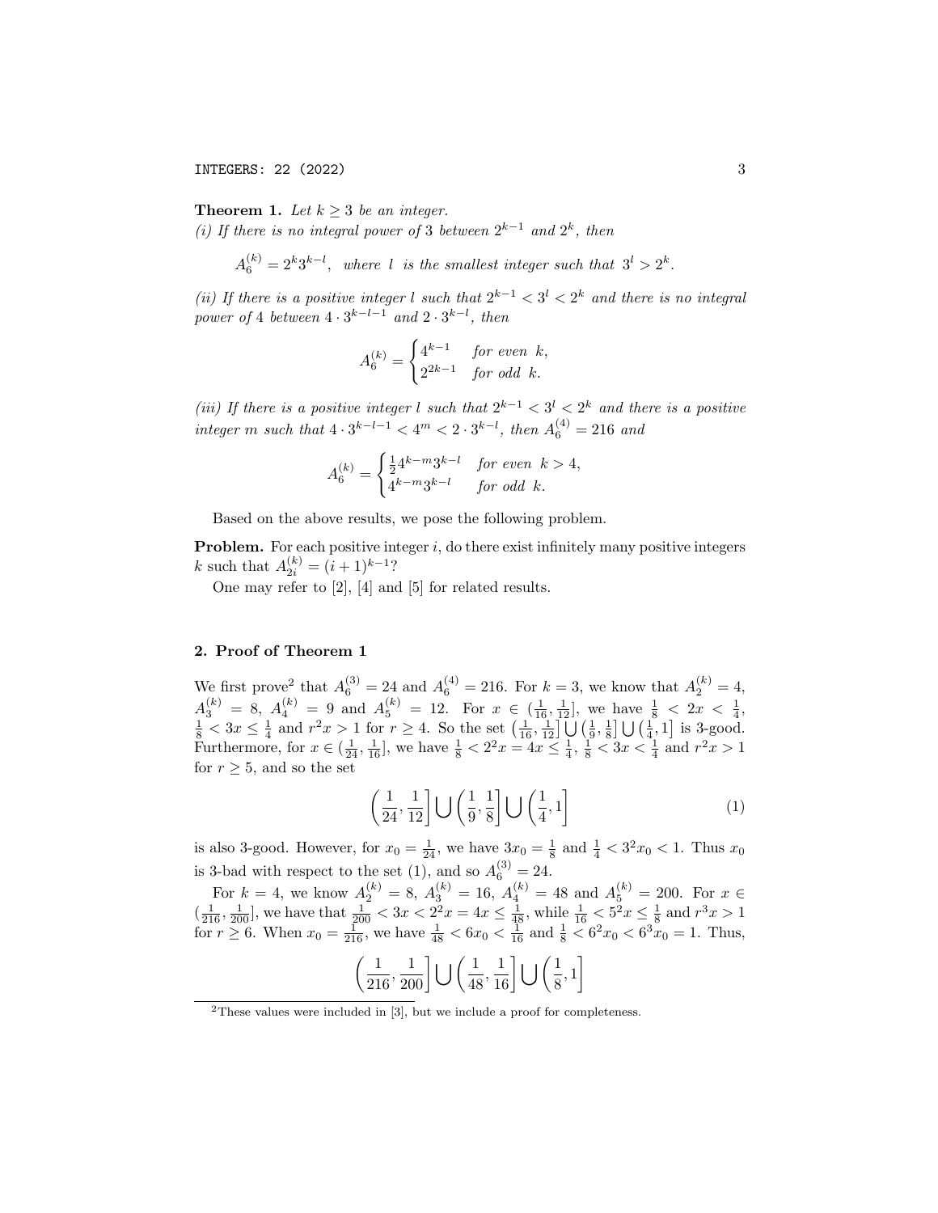**Theorem 1.** *Let $k \geq 3$ be an integer.*
*(i) If there is no integral power of 3 between $2^{k-1}$ and $2^k$, then*

$$A_6^{(k)} = 2^k 3^{k-l}, \quad \textit{where } l \textit{ is the smallest integer such that } 3^l > 2^k.$$

*(ii) If there is a positive integer $l$ such that $2^{k-1} < 3^l < 2^k$ and there is no integral power of 4 between $4 \cdot 3^{k-l-1}$ and $2 \cdot 3^{k-l}$, then*

$$A_6^{(k)} = \begin{cases} 4^{k-1} & \textit{for even } k, \\ 2^{2k-1} & \textit{for odd } k. \end{cases}$$

*(iii) If there is a positive integer $l$ such that $2^{k-1} < 3^l < 2^k$ and there is a positive integer $m$ such that $4 \cdot 3^{k-l-1} < 4^m < 2 \cdot 3^{k-l}$, then $A_6^{(4)} = 216$ and*

$$A_6^{(k)} = \begin{cases} \frac{1}{2} 4^{k-m} 3^{k-l} & \textit{for even } k > 4, \\ 4^{k-m} 3^{k-l} & \textit{for odd } k. \end{cases}$$

Based on the above results, we pose the following problem.

**Problem.** For each positive integer $i$, do there exist infinitely many positive integers $k$ such that $A_{2i}^{(k)} = (i+1)^{k-1}$?

One may refer to [2], [4] and [5] for related results.

## 2. Proof of Theorem 1

We first prove[2] that $A_6^{(3)} = 24$ and $A_6^{(4)} = 216$. For $k = 3$, we know that $A_2^{(k)} = 4$, $A_3^{(k)} = 8$, $A_4^{(k)} = 9$ and $A_5^{(k)} = 12$. For $x \in (\frac{1}{16}, \frac{1}{12}]$, we have $\frac{1}{8} < 2x < \frac{1}{4}$, $\frac{1}{8} < 3x \leq \frac{1}{4}$ and $r^2 x > 1$ for $r \geq 4$. So the set $\left(\frac{1}{16}, \frac{1}{12}\right] \bigcup \left(\frac{1}{9}, \frac{1}{8}\right] \bigcup \left(\frac{1}{4}, 1\right]$ is 3-good. Furthermore, for $x \in (\frac{1}{24}, \frac{1}{16}]$, we have $\frac{1}{8} < 2^2 x = 4x \leq \frac{1}{4}$, $\frac{1}{8} < 3x < \frac{1}{4}$ and $r^2 x > 1$ for $r \geq 5$, and so the set

$$\left(\frac{1}{24}, \frac{1}{12}\right] \bigcup \left(\frac{1}{9}, \frac{1}{8}\right] \bigcup \left(\frac{1}{4}, 1\right] \tag{1}$$

is also 3-good. However, for $x_0 = \frac{1}{24}$, we have $3x_0 = \frac{1}{8}$ and $\frac{1}{4} < 3^2 x_0 < 1$. Thus $x_0$ is 3-bad with respect to the set (1), and so $A_6^{(3)} = 24$.

For $k = 4$, we know $A_2^{(k)} = 8$, $A_3^{(k)} = 16$, $A_4^{(k)} = 48$ and $A_5^{(k)} = 200$. For $x \in (\frac{1}{216}, \frac{1}{200}]$, we have that $\frac{1}{200} < 3x < 2^2 x = 4x \leq \frac{1}{48}$, while $\frac{1}{16} < 5^2 x \leq \frac{1}{8}$ and $r^3 x > 1$ for $r \geq 6$. When $x_0 = \frac{1}{216}$, we have $\frac{1}{48} < 6x_0 < \frac{1}{16}$ and $\frac{1}{8} < 6^2 x_0 < 6^3 x_0 = 1$. Thus,

$$\left(\frac{1}{216}, \frac{1}{200}\right] \bigcup \left(\frac{1}{48}, \frac{1}{16}\right] \bigcup \left(\frac{1}{8}, 1\right]$$

[2] These values were included in [3], but we include a proof for completeness.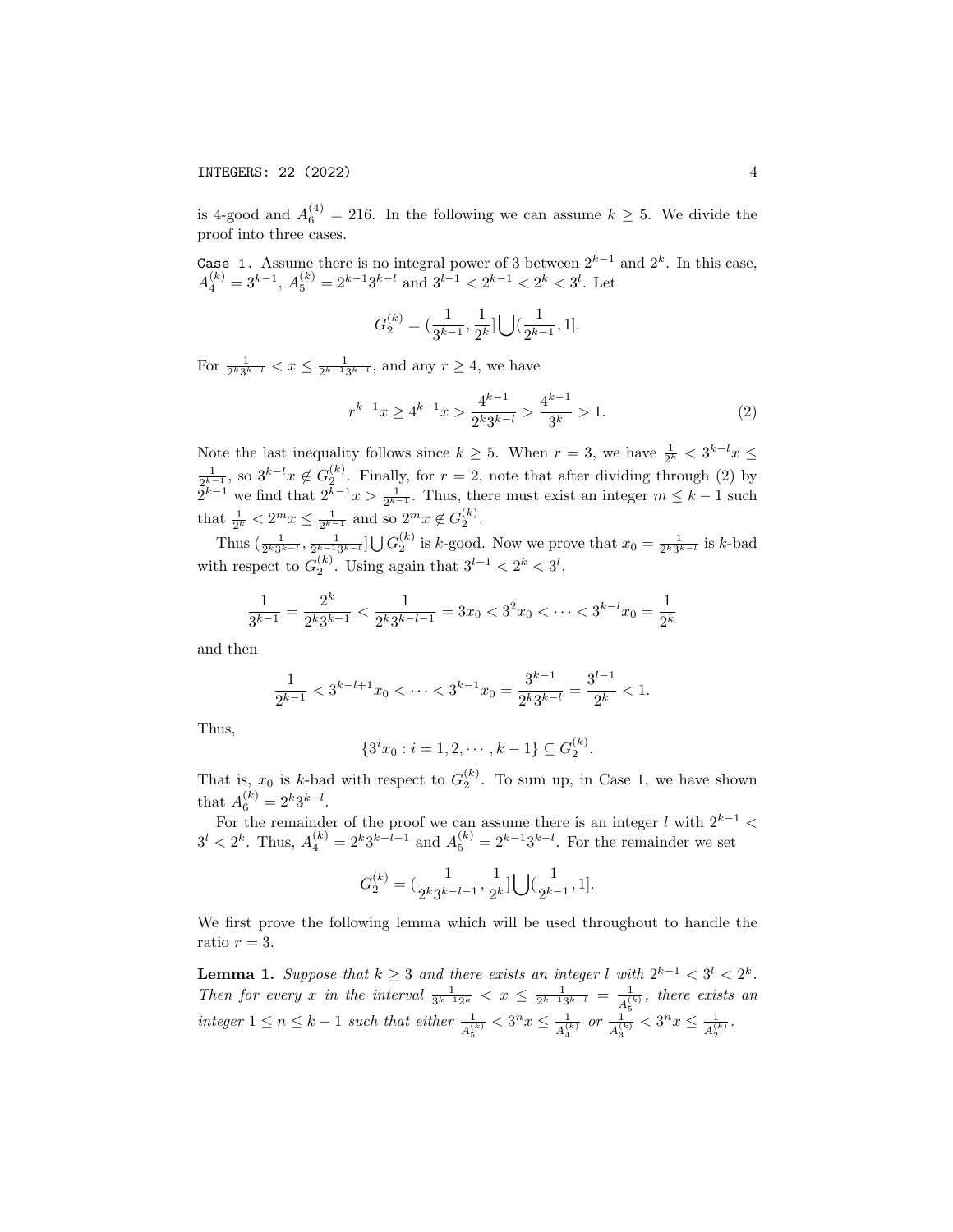is 4-good and $A_6^{(4)} = 216$. In the following we can assume $k \geq 5$. We divide the proof into three cases.

`Case 1.` Assume there is no integral power of 3 between $2^{k-1}$ and $2^k$. In this case, $A_4^{(k)} = 3^{k-1}$, $A_5^{(k)} = 2^{k-1}3^{k-l}$ and $3^{l-1} < 2^{k-1} < 2^k < 3^l$. Let

$$G_2^{(k)} = (\frac{1}{3^{k-1}}, \frac{1}{2^k}] \bigcup (\frac{1}{2^{k-1}}, 1].$$

For $\frac{1}{2^k 3^{k-l}} < x \leq \frac{1}{2^{k-1}3^{k-l}}$, and any $r \geq 4$, we have

$$r^{k-1}x \geq 4^{k-1}x > \frac{4^{k-1}}{2^k 3^{k-l}} > \frac{4^{k-1}}{3^k} > 1. \tag{2}$$

Note the last inequality follows since $k \geq 5$. When $r = 3$, we have $\frac{1}{2^k} < 3^{k-l}x \leq \frac{1}{2^{k-1}}$, so $3^{k-l}x \notin G_2^{(k)}$. Finally, for $r = 2$, note that after dividing through (2) by $2^{k-1}$ we find that $2^{k-1}x > \frac{1}{2^{k-1}}$. Thus, there must exist an integer $m \leq k-1$ such that $\frac{1}{2^k} < 2^m x \leq \frac{1}{2^{k-1}}$ and so $2^m x \notin G_2^{(k)}$.

Thus $(\frac{1}{2^k 3^{k-l}}, \frac{1}{2^{k-1}3^{k-l}}] \bigcup G_2^{(k)}$ is $k$-good. Now we prove that $x_0 = \frac{1}{2^k 3^{k-l}}$ is $k$-bad with respect to $G_2^{(k)}$. Using again that $3^{l-1} < 2^k < 3^l$,

$$\frac{1}{3^{k-1}} = \frac{2^k}{2^k 3^{k-1}} < \frac{1}{2^k 3^{k-l-1}} = 3x_0 < 3^2 x_0 < \cdots < 3^{k-l}x_0 = \frac{1}{2^k}$$

and then

$$\frac{1}{2^{k-1}} < 3^{k-l+1}x_0 < \cdots < 3^{k-1}x_0 = \frac{3^{k-1}}{2^k 3^{k-l}} = \frac{3^{l-1}}{2^k} < 1.$$

Thus,

$$\{3^i x_0 : i = 1, 2, \cdots, k-1\} \subseteq G_2^{(k)}.$$

That is, $x_0$ is $k$-bad with respect to $G_2^{(k)}$. To sum up, in Case 1, we have shown that $A_6^{(k)} = 2^k 3^{k-l}$.

For the remainder of the proof we can assume there is an integer $l$ with $2^{k-1} < 3^l < 2^k$. Thus, $A_4^{(k)} = 2^k 3^{k-l-1}$ and $A_5^{(k)} = 2^{k-1}3^{k-l}$. For the remainder we set

$$G_2^{(k)} = (\frac{1}{2^k 3^{k-l-1}}, \frac{1}{2^k}] \bigcup (\frac{1}{2^{k-1}}, 1].$$

We first prove the following lemma which will be used throughout to handle the ratio $r = 3$.

**Lemma 1.** *Suppose that $k \geq 3$ and there exists an integer $l$ with $2^{k-1} < 3^l < 2^k$. Then for every $x$ in the interval $\frac{1}{3^{k-1}2^k} < x \leq \frac{1}{2^{k-1}3^{k-l}} = \frac{1}{A_5^{(k)}}$, there exists an integer $1 \leq n \leq k-1$ such that either $\frac{1}{A_5^{(k)}} < 3^n x \leq \frac{1}{A_4^{(k)}}$ or $\frac{1}{A_3^{(k)}} < 3^n x \leq \frac{1}{A_2^{(k)}}$.*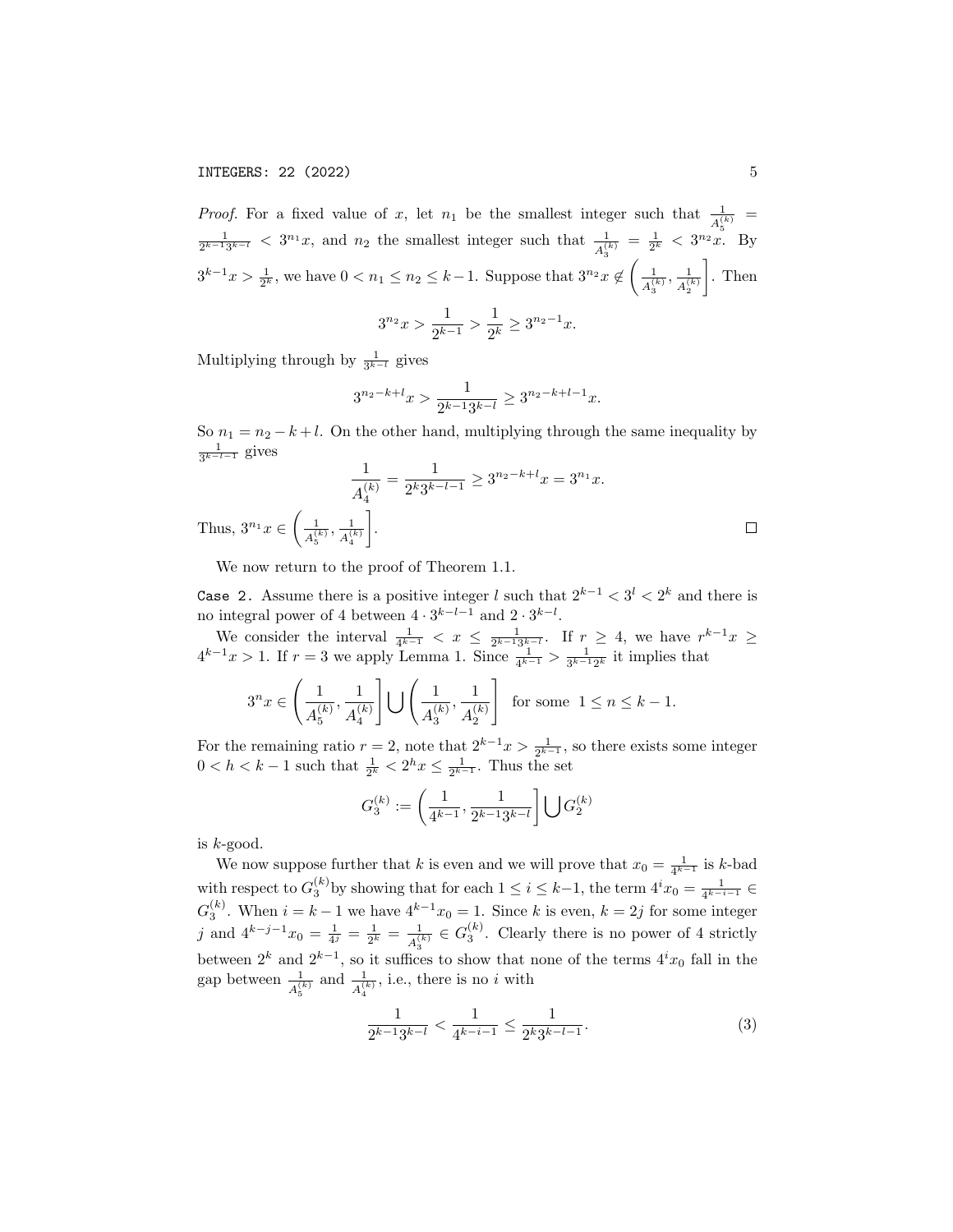*Proof.* For a fixed value of $x$, let $n_1$ be the smallest integer such that $\frac{1}{A_5^{(k)}} = \frac{1}{2^{k-1}3^{k-l}} < 3^{n_1}x$, and $n_2$ the smallest integer such that $\frac{1}{A_3^{(k)}} = \frac{1}{2^k} < 3^{n_2}x$. By $3^{k-1}x > \frac{1}{2^k}$, we have $0 < n_1 \leq n_2 \leq k-1$. Suppose that $3^{n_2}x \notin \left(\frac{1}{A_3^{(k)}}, \frac{1}{A_2^{(k)}}\right]$. Then

$$3^{n_2}x > \frac{1}{2^{k-1}} > \frac{1}{2^k} \geq 3^{n_2-1}x.$$

Multiplying through by $\frac{1}{3^{k-l}}$ gives

$$3^{n_2-k+l}x > \frac{1}{2^{k-1}3^{k-l}} \geq 3^{n_2-k+l-1}x.$$

So $n_1 = n_2 - k + l$. On the other hand, multiplying through the same inequality by $\frac{1}{3^{k-l-1}}$ gives

$$\frac{1}{A_4^{(k)}} = \frac{1}{2^k 3^{k-l-1}} \geq 3^{n_2-k+l}x = 3^{n_1}x.$$

Thus, $3^{n_1}x \in \left(\frac{1}{A_5^{(k)}}, \frac{1}{A_4^{(k)}}\right]$. $\square$

We now return to the proof of Theorem 1.1.

`Case 2.` Assume there is a positive integer $l$ such that $2^{k-1} < 3^l < 2^k$ and there is no integral power of 4 between $4 \cdot 3^{k-l-1}$ and $2 \cdot 3^{k-l}$.

We consider the interval $\frac{1}{4^{k-1}} < x \leq \frac{1}{2^{k-1}3^{k-l}}$. If $r \geq 4$, we have $r^{k-1}x \geq 4^{k-1}x > 1$. If $r = 3$ we apply Lemma 1. Since $\frac{1}{4^{k-1}} > \frac{1}{3^{k-1}2^k}$ it implies that

$$3^n x \in \left(\frac{1}{A_5^{(k)}}, \frac{1}{A_4^{(k)}}\right] \bigcup \left(\frac{1}{A_3^{(k)}}, \frac{1}{A_2^{(k)}}\right] \quad \text{for some} \;\; 1 \leq n \leq k-1.$$

For the remaining ratio $r = 2$, note that $2^{k-1}x > \frac{1}{2^{k-1}}$, so there exists some integer $0 < h < k-1$ such that $\frac{1}{2^k} < 2^h x \leq \frac{1}{2^{k-1}}$. Thus the set

$$G_3^{(k)} := \left(\frac{1}{4^{k-1}}, \frac{1}{2^{k-1}3^{k-l}}\right] \bigcup G_2^{(k)}$$

is $k$-good.

We now suppose further that $k$ is even and we will prove that $x_0 = \frac{1}{4^{k-1}}$ is $k$-bad with respect to $G_3^{(k)}$ by showing that for each $1 \leq i \leq k-1$, the term $4^i x_0 = \frac{1}{4^{k-i-1}} \in G_3^{(k)}$. When $i = k-1$ we have $4^{k-1}x_0 = 1$. Since $k$ is even, $k = 2j$ for some integer $j$ and $4^{k-j-1}x_0 = \frac{1}{4^j} = \frac{1}{2^k} = \frac{1}{A_3^{(k)}} \in G_3^{(k)}$. Clearly there is no power of 4 strictly between $2^k$ and $2^{k-1}$, so it suffices to show that none of the terms $4^i x_0$ fall in the gap between $\frac{1}{A_5^{(k)}}$ and $\frac{1}{A_4^{(k)}}$, i.e., there is no $i$ with

$$\frac{1}{2^{k-1}3^{k-l}} < \frac{1}{4^{k-i-1}} \leq \frac{1}{2^k 3^{k-l-1}}. \tag{3}$$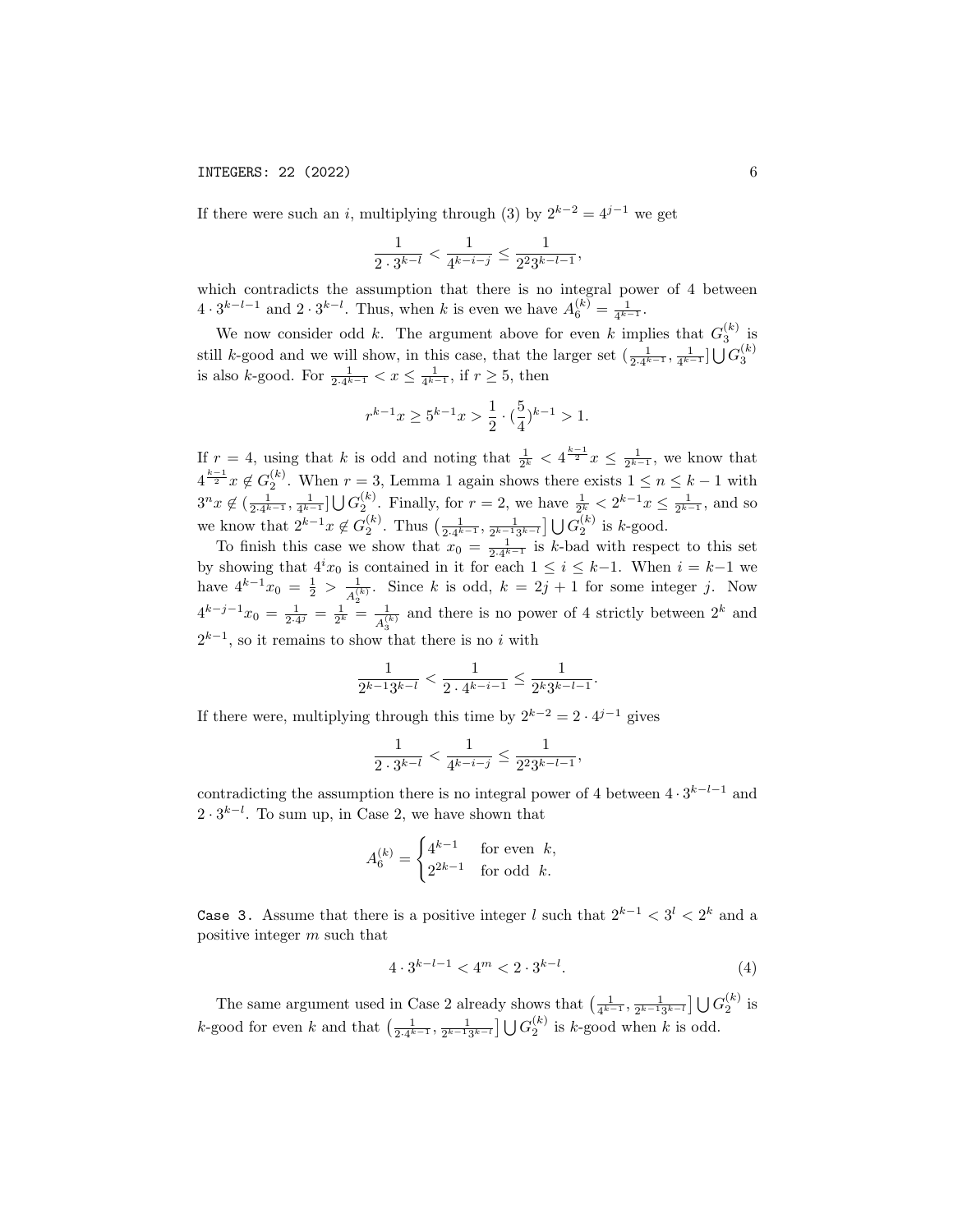If there were such an $i$, multiplying through (3) by $2^{k-2} = 4^{j-1}$ we get

$$\frac{1}{2 \cdot 3^{k-l}} < \frac{1}{4^{k-i-j}} \le \frac{1}{2^2 3^{k-l-1}},$$

which contradicts the assumption that there is no integral power of 4 between $4 \cdot 3^{k-l-1}$ and $2 \cdot 3^{k-l}$. Thus, when $k$ is even we have $A_6^{(k)} = \frac{1}{4^{k-1}}$.

We now consider odd $k$. The argument above for even $k$ implies that $G_3^{(k)}$ is still $k$-good and we will show, in this case, that the larger set $(\frac{1}{2 \cdot 4^{k-1}}, \frac{1}{4^{k-1}}] \bigcup G_3^{(k)}$ is also $k$-good. For $\frac{1}{2 \cdot 4^{k-1}} < x \le \frac{1}{4^{k-1}}$, if $r \ge 5$, then

$$r^{k-1}x \ge 5^{k-1}x > \frac{1}{2} \cdot (\frac{5}{4})^{k-1} > 1.$$

If $r = 4$, using that $k$ is odd and noting that $\frac{1}{2^k} < 4^{\frac{k-1}{2}}x \le \frac{1}{2^{k-1}}$, we know that $4^{\frac{k-1}{2}}x \notin G_2^{(k)}$. When $r = 3$, Lemma 1 again shows there exists $1 \le n \le k-1$ with $3^n x \notin (\frac{1}{2 \cdot 4^{k-1}}, \frac{1}{4^{k-1}}] \bigcup G_2^{(k)}$. Finally, for $r = 2$, we have $\frac{1}{2^k} < 2^{k-1}x \le \frac{1}{2^{k-1}}$, and so we know that $2^{k-1}x \notin G_2^{(k)}$. Thus $\left(\frac{1}{2 \cdot 4^{k-1}}, \frac{1}{2^{k-1}3^{k-l}}\right] \bigcup G_2^{(k)}$ is $k$-good.

To finish this case we show that $x_0 = \frac{1}{2 \cdot 4^{k-1}}$ is $k$-bad with respect to this set by showing that $4^i x_0$ is contained in it for each $1 \le i \le k-1$. When $i = k-1$ we have $4^{k-1}x_0 = \frac{1}{2} > \frac{1}{A_2^{(k)}}$. Since $k$ is odd, $k = 2j+1$ for some integer $j$. Now $4^{k-j-1}x_0 = \frac{1}{2 \cdot 4^j} = \frac{1}{2^k} = \frac{1}{A_3^{(k)}}$ and there is no power of 4 strictly between $2^k$ and $2^{k-1}$, so it remains to show that there is no $i$ with

$$\frac{1}{2^{k-1}3^{k-l}} < \frac{1}{2 \cdot 4^{k-i-1}} \le \frac{1}{2^k 3^{k-l-1}}.$$

If there were, multiplying through this time by $2^{k-2} = 2 \cdot 4^{j-1}$ gives

$$\frac{1}{2 \cdot 3^{k-l}} < \frac{1}{4^{k-i-j}} \le \frac{1}{2^2 3^{k-l-1}},$$

contradicting the assumption there is no integral power of 4 between $4 \cdot 3^{k-l-1}$ and $2 \cdot 3^{k-l}$. To sum up, in Case 2, we have shown that

$$A_6^{(k)} = \begin{cases} 4^{k-1} & \text{for even } k, \\ 2^{2k-1} & \text{for odd } k. \end{cases}$$

`Case 3.` Assume that there is a positive integer $l$ such that $2^{k-1} < 3^l < 2^k$ and a positive integer $m$ such that

$$4 \cdot 3^{k-l-1} < 4^m < 2 \cdot 3^{k-l}. \tag{4}$$

The same argument used in Case 2 already shows that $\left(\frac{1}{4^{k-1}}, \frac{1}{2^{k-1}3^{k-l}}\right] \bigcup G_2^{(k)}$ is $k$-good for even $k$ and that $\left(\frac{1}{2 \cdot 4^{k-1}}, \frac{1}{2^{k-1}3^{k-l}}\right] \bigcup G_2^{(k)}$ is $k$-good when $k$ is odd.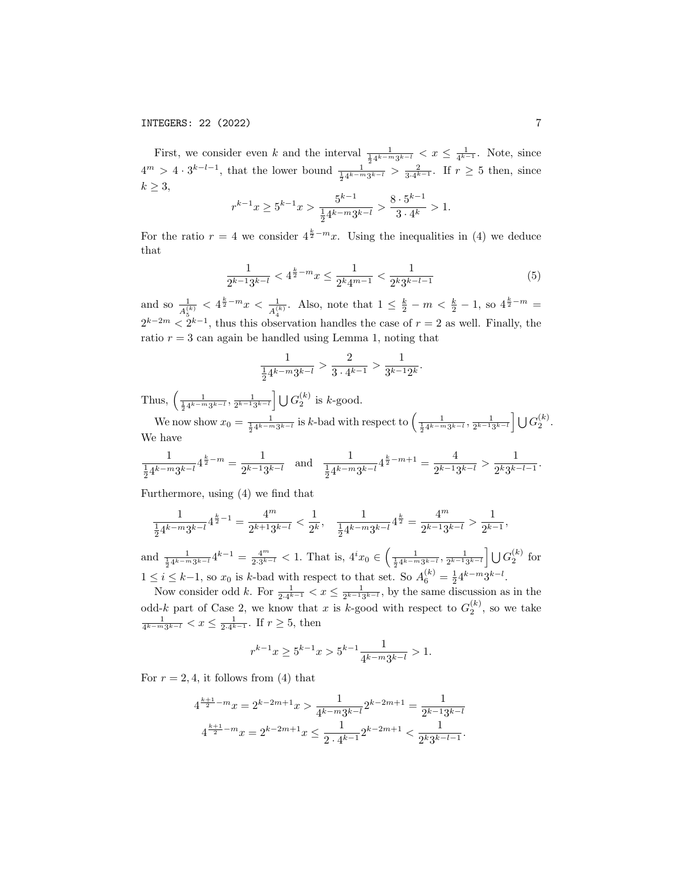First, we consider even $k$ and the interval $\frac{1}{\frac{1}{2}4^{k-m}3^{k-l}} < x \leq \frac{1}{4^{k-1}}$. Note, since $4^m > 4 \cdot 3^{k-l-1}$, that the lower bound $\frac{1}{\frac{1}{2}4^{k-m}3^{k-l}} > \frac{2}{3 \cdot 4^{k-1}}$. If $r \geq 5$ then, since $k \geq 3$,

$$r^{k-1}x \geq 5^{k-1}x > \frac{5^{k-1}}{\frac{1}{2}4^{k-m}3^{k-l}} > \frac{8 \cdot 5^{k-1}}{3 \cdot 4^k} > 1.$$

For the ratio $r = 4$ we consider $4^{\frac{k}{2}-m}x$. Using the inequalities in (4) we deduce that

$$\frac{1}{2^{k-1}3^{k-l}} < 4^{\frac{k}{2}-m}x \leq \frac{1}{2^k 4^{m-1}} < \frac{1}{2^k 3^{k-l-1}} \tag{5}$$

and so $\frac{1}{A_5^{(k)}} < 4^{\frac{k}{2}-m}x < \frac{1}{A_4^{(k)}}$. Also, note that $1 \leq \frac{k}{2} - m < \frac{k}{2} - 1$, so $4^{\frac{k}{2}-m} = 2^{k-2m} < 2^{k-1}$, thus this observation handles the case of $r = 2$ as well. Finally, the ratio $r = 3$ can again be handled using Lemma 1, noting that

$$\frac{1}{\frac{1}{2}4^{k-m}3^{k-l}} > \frac{2}{3 \cdot 4^{k-1}} > \frac{1}{3^{k-1}2^k}.$$

Thus, $\left(\frac{1}{\frac{1}{2}4^{k-m}3^{k-l}}, \frac{1}{2^{k-1}3^{k-l}}\right] \bigcup G_2^{(k)}$ is $k$-good.

We now show $x_0 = \frac{1}{\frac{1}{2}4^{k-m}3^{k-l}}$ is $k$-bad with respect to $\left(\frac{1}{\frac{1}{2}4^{k-m}3^{k-l}}, \frac{1}{2^{k-1}3^{k-l}}\right] \bigcup G_2^{(k)}$. We have

$$\frac{1}{\frac{1}{2}4^{k-m}3^{k-l}}4^{\frac{k}{2}-m} = \frac{1}{2^{k-1}3^{k-l}} \quad \text{and} \quad \frac{1}{\frac{1}{2}4^{k-m}3^{k-l}}4^{\frac{k}{2}-m+1} = \frac{4}{2^{k-1}3^{k-l}} > \frac{1}{2^k 3^{k-l-1}}.$$

Furthermore, using (4) we find that

$$\frac{1}{\frac{1}{2}4^{k-m}3^{k-l}}4^{\frac{k}{2}-1} = \frac{4^m}{2^{k+1}3^{k-l}} < \frac{1}{2^k}, \quad \frac{1}{\frac{1}{2}4^{k-m}3^{k-l}}4^{\frac{k}{2}} = \frac{4^m}{2^{k-1}3^{k-l}} > \frac{1}{2^{k-1}},$$

and $\frac{1}{\frac{1}{2}4^{k-m}3^{k-l}}4^{k-1} = \frac{4^m}{2 \cdot 3^{k-l}} < 1$. That is, $4^i x_0 \in \left(\frac{1}{\frac{1}{2}4^{k-m}3^{k-l}}, \frac{1}{2^{k-1}3^{k-l}}\right] \bigcup G_2^{(k)}$ for $1 \leq i \leq k-1$, so $x_0$ is $k$-bad with respect to that set. So $A_6^{(k)} = \frac{1}{2}4^{k-m}3^{k-l}$.

Now consider odd $k$. For $\frac{1}{2 \cdot 4^{k-1}} < x \leq \frac{1}{2^{k-1}3^{k-l}}$, by the same discussion as in the odd-$k$ part of Case 2, we know that $x$ is $k$-good with respect to $G_2^{(k)}$, so we take $\frac{1}{4^{k-m}3^{k-l}} < x \leq \frac{1}{2 \cdot 4^{k-1}}$. If $r \geq 5$, then

$$r^{k-1}x \geq 5^{k-1}x > 5^{k-1}\frac{1}{4^{k-m}3^{k-l}} > 1.$$

For $r = 2, 4$, it follows from (4) that

$$4^{\frac{k+1}{2}-m}x = 2^{k-2m+1}x > \frac{1}{4^{k-m}3^{k-l}}2^{k-2m+1} = \frac{1}{2^{k-1}3^{k-l}}$$

$$4^{\frac{k+1}{2}-m}x = 2^{k-2m+1}x \leq \frac{1}{2 \cdot 4^{k-1}}2^{k-2m+1} < \frac{1}{2^k 3^{k-l-1}}.$$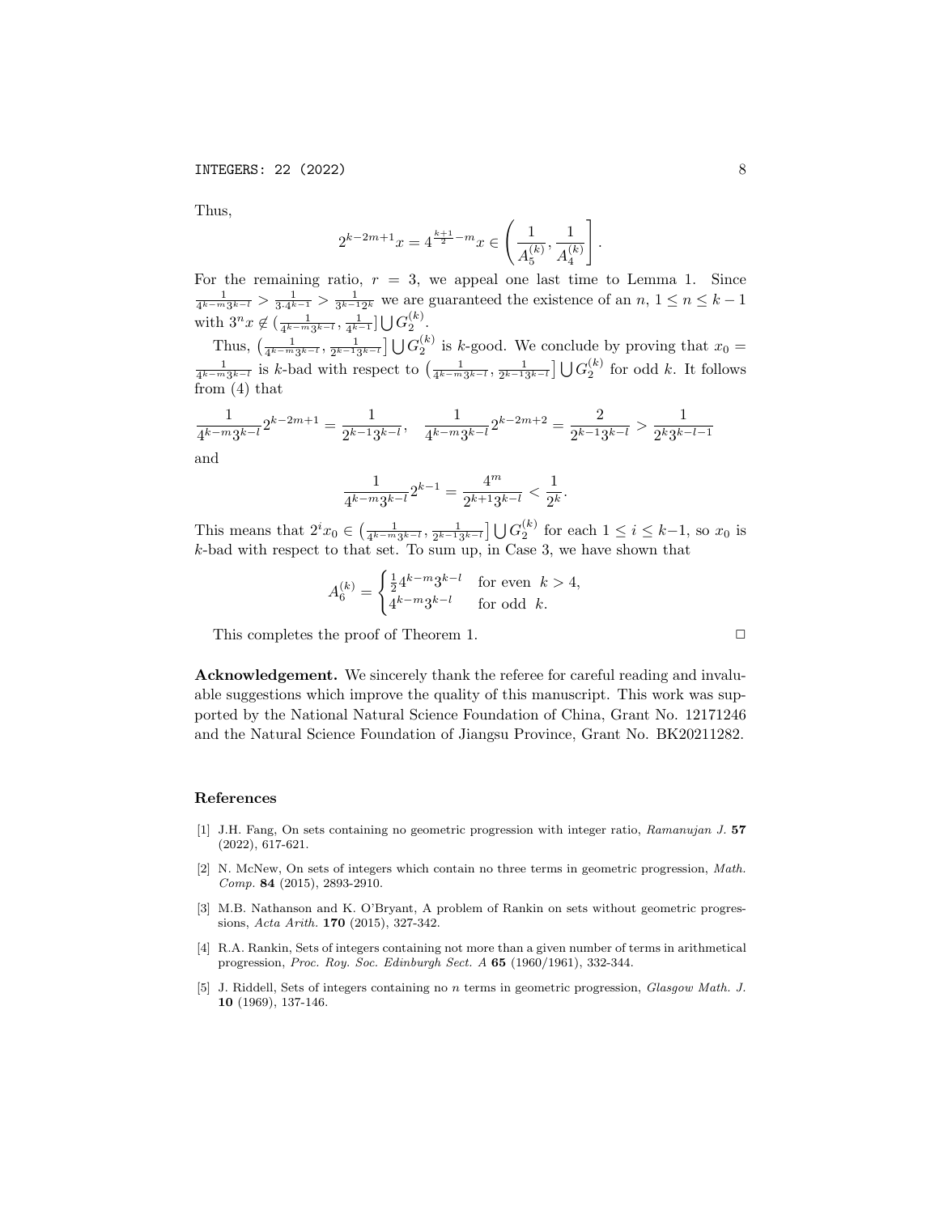Thus,

$$2^{k-2m+1}x = 4^{\frac{k+1}{2}-m}x \in \left( \frac{1}{A_5^{(k)}}, \frac{1}{A_4^{(k)}} \right].$$

For the remaining ratio, $r = 3$, we appeal one last time to Lemma 1. Since $\frac{1}{4^{k-m}3^{k-l}} > \frac{1}{3 \cdot 4^{k-1}} > \frac{1}{3^{k-1}2^k}$ we are guaranteed the existence of an $n$, $1 \le n \le k-1$ with $3^n x \notin (\frac{1}{4^{k-m}3^{k-l}}, \frac{1}{4^{k-1}}] \bigcup G_2^{(k)}$.

Thus, $\left(\frac{1}{4^{k-m}3^{k-l}}, \frac{1}{2^{k-1}3^{k-l}}\right] \bigcup G_2^{(k)}$ is $k$-good. We conclude by proving that $x_0 = \frac{1}{4^{k-m}3^{k-l}}$ is $k$-bad with respect to $\left(\frac{1}{4^{k-m}3^{k-l}}, \frac{1}{2^{k-1}3^{k-l}}\right] \bigcup G_2^{(k)}$ for odd $k$. It follows from (4) that

$$\frac{1}{4^{k-m}3^{k-l}} 2^{k-2m+1} = \frac{1}{2^{k-1}3^{k-l}}, \quad \frac{1}{4^{k-m}3^{k-l}} 2^{k-2m+2} = \frac{2}{2^{k-1}3^{k-l}} > \frac{1}{2^k 3^{k-l-1}}$$

and

$$\frac{1}{4^{k-m}3^{k-l}} 2^{k-1} = \frac{4^m}{2^{k+1}3^{k-l}} < \frac{1}{2^k}.$$

This means that $2^i x_0 \in \left(\frac{1}{4^{k-m}3^{k-l}}, \frac{1}{2^{k-1}3^{k-l}}\right] \bigcup G_2^{(k)}$ for each $1 \le i \le k-1$, so $x_0$ is $k$-bad with respect to that set. To sum up, in Case 3, we have shown that

$$A_6^{(k)} = \begin{cases} \frac{1}{2}4^{k-m}3^{k-l} & \text{for even } k > 4, \\ 4^{k-m}3^{k-l} & \text{for odd } k. \end{cases}$$

This completes the proof of Theorem 1. □

**Acknowledgement.** We sincerely thank the referee for careful reading and invaluable suggestions which improve the quality of this manuscript. This work was supported by the National Natural Science Foundation of China, Grant No. 12171246 and the Natural Science Foundation of Jiangsu Province, Grant No. BK20211282.

## References

[1] J.H. Fang, On sets containing no geometric progression with integer ratio, *Ramanujan J.* **57** (2022), 617-621.

[2] N. McNew, On sets of integers which contain no three terms in geometric progression, *Math. Comp.* **84** (2015), 2893-2910.

[3] M.B. Nathanson and K. O'Bryant, A problem of Rankin on sets without geometric progressions, *Acta Arith.* **170** (2015), 327-342.

[4] R.A. Rankin, Sets of integers containing not more than a given number of terms in arithmetical progression, *Proc. Roy. Soc. Edinburgh Sect. A* **65** (1960/1961), 332-344.

[5] J. Riddell, Sets of integers containing no $n$ terms in geometric progression, *Glasgow Math. J.* **10** (1969), 137-146.